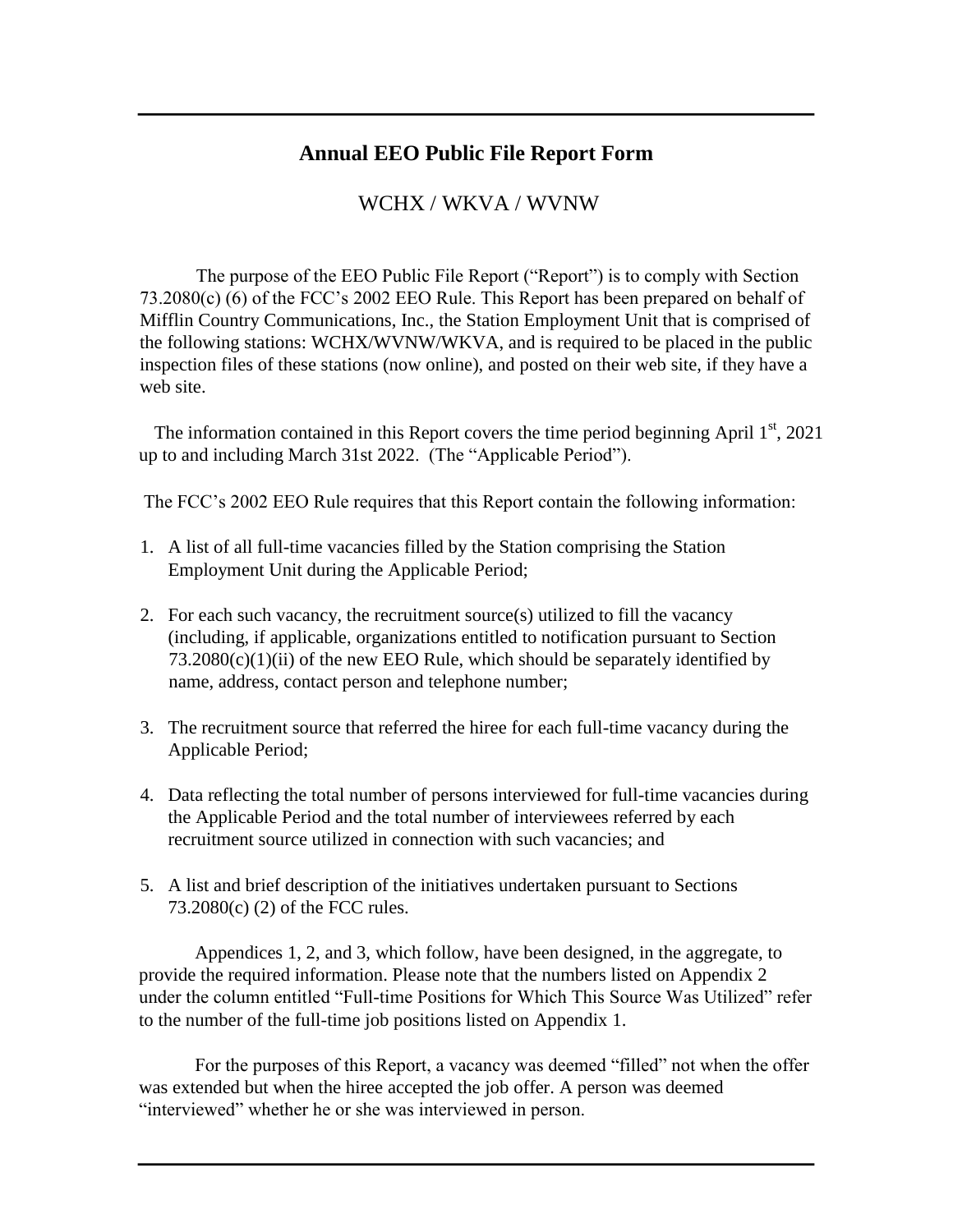# Annual EEO Public File Report Form

## WCHX / WKVA / WVNW

The purpose of the EEO Public File Report ("Report") is to comply with Section 73.2080(c) (6) of the FCC's 2002 EEO Rule. This Report has been prepared on behalf of Mifflin Country Communications, Inc., the Station Employment Unit that is comprised of the following stations: WCHX/WVNW/WKVA, and is required to be placed in the public inspection files of these stations (now online), and posted on their web site, if they have a web site.

The information contained in this Report covers the time period beginning April 1st, 2021 up to and including March 31st 2022. (The "Applicable Period").

The FCC's 2002 EEO Rule requires that this Report contain the following information:

1. A list of all full-time vacancies filled by the Station comprising the Station Employment Unit during the Applicable Period;
2. For each such vacancy, the recruitment source(s) utilized to fill the vacancy (including, if applicable, organizations entitled to notification pursuant to Section 73.2080(c)(1)(ii) of the new EEO Rule, which should be separately identified by name, address, contact person and telephone number;
3. The recruitment source that referred the hiree for each full-time vacancy during the Applicable Period;
4. Data reflecting the total number of persons interviewed for full-time vacancies during the Applicable Period and the total number of interviewees referred by each recruitment source utilized in connection with such vacancies; and
5. A list and brief description of the initiatives undertaken pursuant to Sections 73.2080(c) (2) of the FCC rules.

Appendices 1, 2, and 3, which follow, have been designed, in the aggregate, to provide the required information. Please note that the numbers listed on Appendix 2 under the column entitled "Full-time Positions for Which This Source Was Utilized" refer to the number of the full-time job positions listed on Appendix 1.

For the purposes of this Report, a vacancy was deemed "filled" not when the offer was extended but when the hiree accepted the job offer. A person was deemed "interviewed" whether he or she was interviewed in person.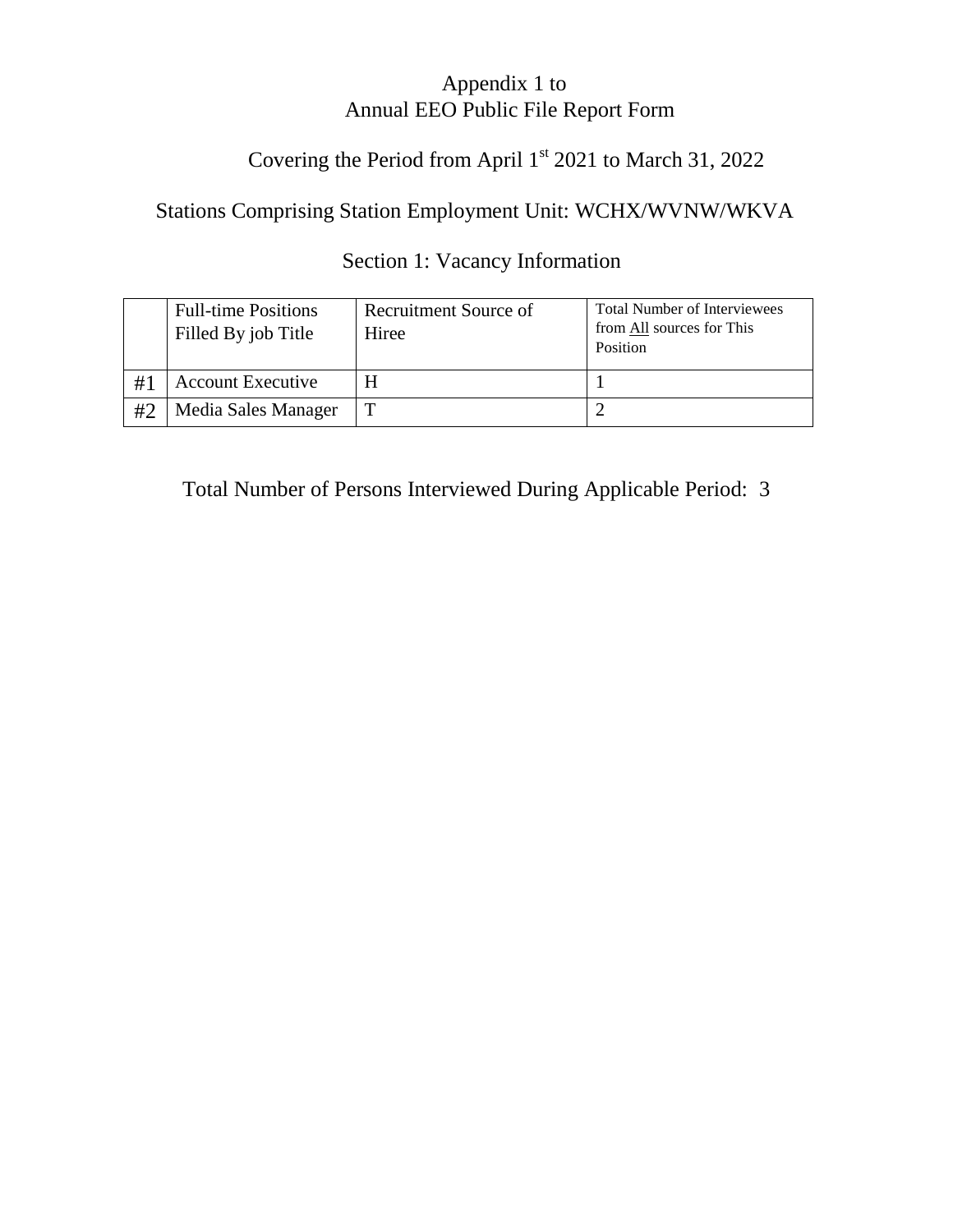# Appendix 1 to
# Annual EEO Public File Report Form

## Covering the Period from April 1st 2021 to March 31, 2022

## Stations Comprising Station Employment Unit: WCHX/WVNW/WKVA

## Section 1: Vacancy Information

| | Full-time Positions Filled By job Title | Recruitment Source of Hiree | Total Number of Interviewees from <u>All</u> sources for This Position |
|---|---|---|---|
| #1 | Account Executive | H | 1 |
| #2 | Media Sales Manager | T | 2 |

Total Number of Persons Interviewed During Applicable Period: 3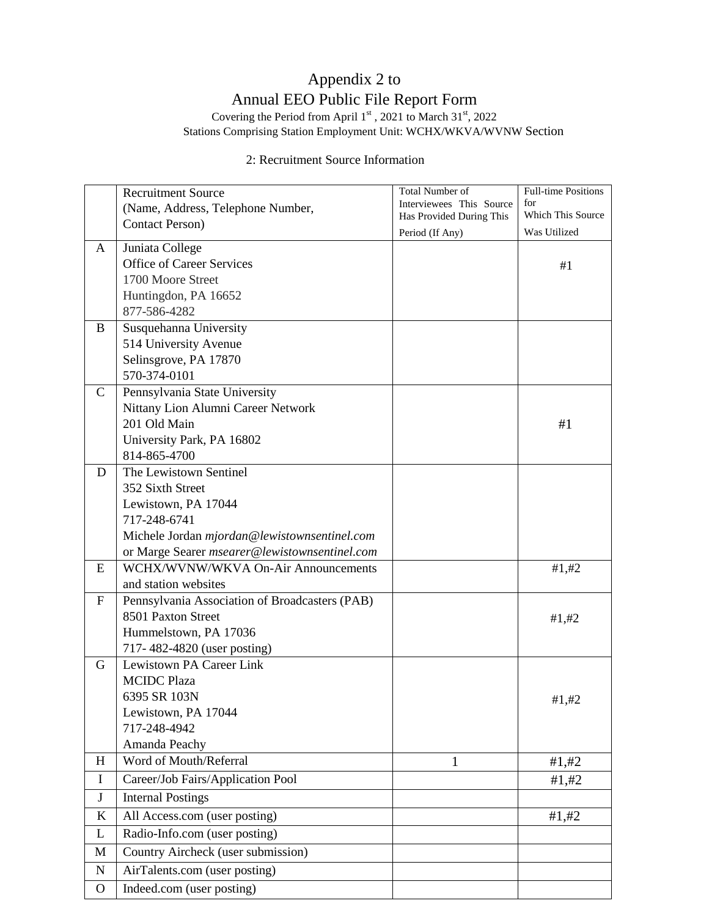# Appendix 2 to
# Annual EEO Public File Report Form

Covering the Period from April 1st , 2021 to March 31st, 2022
Stations Comprising Station Employment Unit: WCHX/WKVA/WVNW Section

2: Recruitment Source Information

| | Recruitment Source (Name, Address, Telephone Number, Contact Person) | Total Number of Interviewees This Source Has Provided During This Period (If Any) | Full-time Positions for Which This Source Was Utilized |
|---|---|---|---|
| A | Juniata College<br>Office of Career Services<br>1700 Moore Street<br>Huntingdon, PA 16652<br>877-586-4282 | | #1 |
| B | Susquehanna University<br>514 University Avenue<br>Selinsgrove, PA 17870<br>570-374-0101 | | |
| C | Pennsylvania State University<br>Nittany Lion Alumni Career Network<br>201 Old Main<br>University Park, PA 16802<br>814-865-4700 | | #1 |
| D | The Lewistown Sentinel<br>352 Sixth Street<br>Lewistown, PA 17044<br>717-248-6741<br>Michele Jordan *mjordan@lewistownsentinel.com*<br>or Marge Searer *msearer@lewistownsentinel.com* | | |
| E | WCHX/WVNW/WKVA On-Air Announcements and station websites | | #1,#2 |
| F | Pennsylvania Association of Broadcasters (PAB)<br>8501 Paxton Street<br>Hummelstown, PA 17036<br>717- 482-4820 (user posting) | | #1,#2 |
| G | Lewistown PA Career Link<br>MCIDC Plaza<br>6395 SR 103N<br>Lewistown, PA 17044<br>717-248-4942<br>Amanda Peachy | | #1,#2 |
| H | Word of Mouth/Referral | 1 | #1,#2 |
| I | Career/Job Fairs/Application Pool | | #1,#2 |
| J | Internal Postings | | |
| K | All Access.com (user posting) | | #1,#2 |
| L | Radio-Info.com (user posting) | | |
| M | Country Aircheck (user submission) | | |
| N | AirTalents.com (user posting) | | |
| O | Indeed.com (user posting) | | |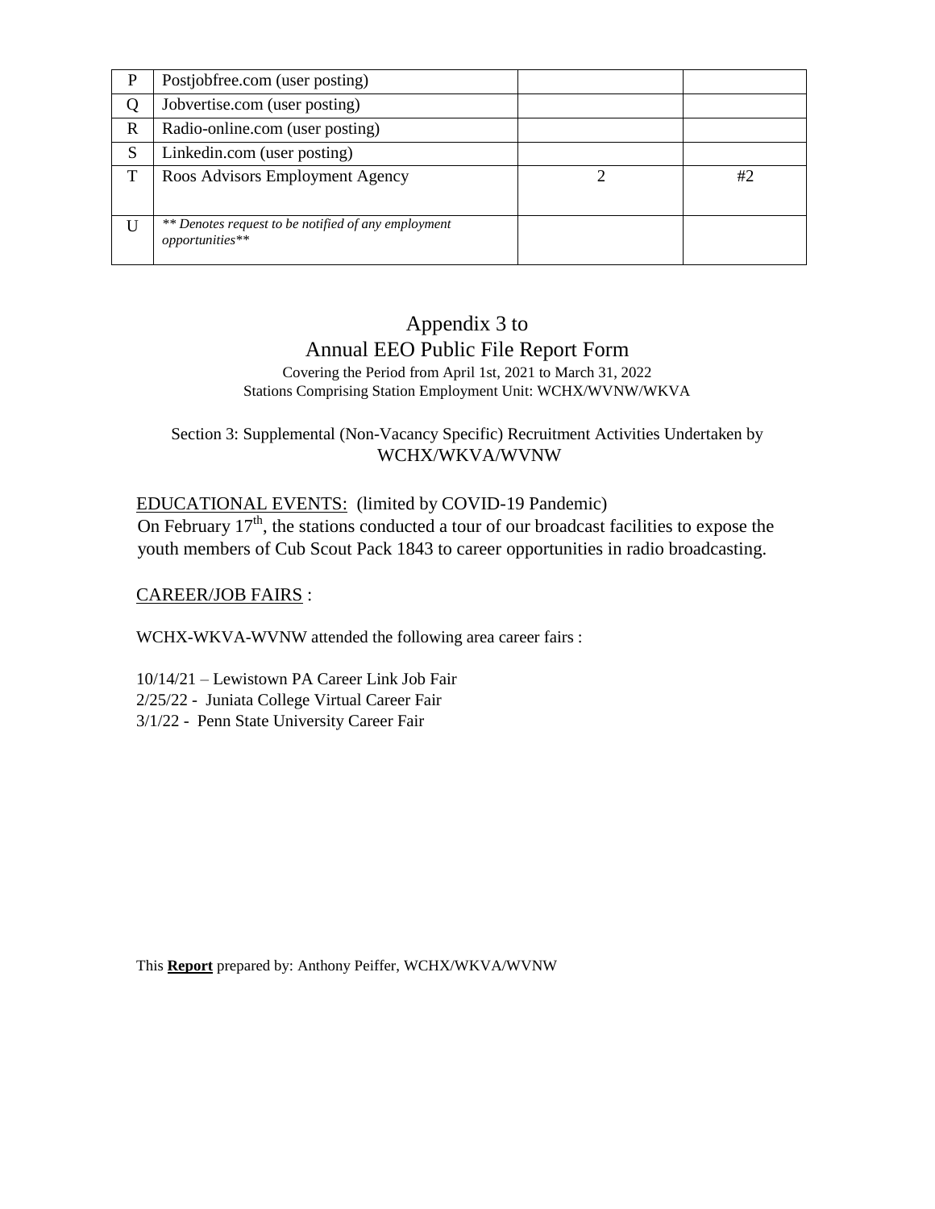| | | | |
|---|---|---|---|
| P | Postjobfree.com (user posting) | | |
| Q | Jobvertise.com (user posting) | | |
| R | Radio-online.com (user posting) | | |
| S | Linkedin.com (user posting) | | |
| T | Roos Advisors Employment Agency | 2 | #2 |
| U | *** Denotes request to be notified of any employment opportunities*** | | |

# Appendix 3 to
# Annual EEO Public File Report Form

Covering the Period from April 1st, 2021 to March 31, 2022
Stations Comprising Station Employment Unit: WCHX/WVNW/WKVA

Section 3: Supplemental (Non-Vacancy Specific) Recruitment Activities Undertaken by WCHX/WKVA/WVNW

EDUCATIONAL EVENTS: (limited by COVID-19 Pandemic)
On February 17th, the stations conducted a tour of our broadcast facilities to expose the youth members of Cub Scout Pack 1843 to career opportunities in radio broadcasting.

CAREER/JOB FAIRS :

WCHX-WKVA-WVNW attended the following area career fairs :

10/14/21 – Lewistown PA Career Link Job Fair
2/25/22 - Juniata College Virtual Career Fair
3/1/22 - Penn State University Career Fair

This **Report** prepared by: Anthony Peiffer, WCHX/WKVA/WVNW